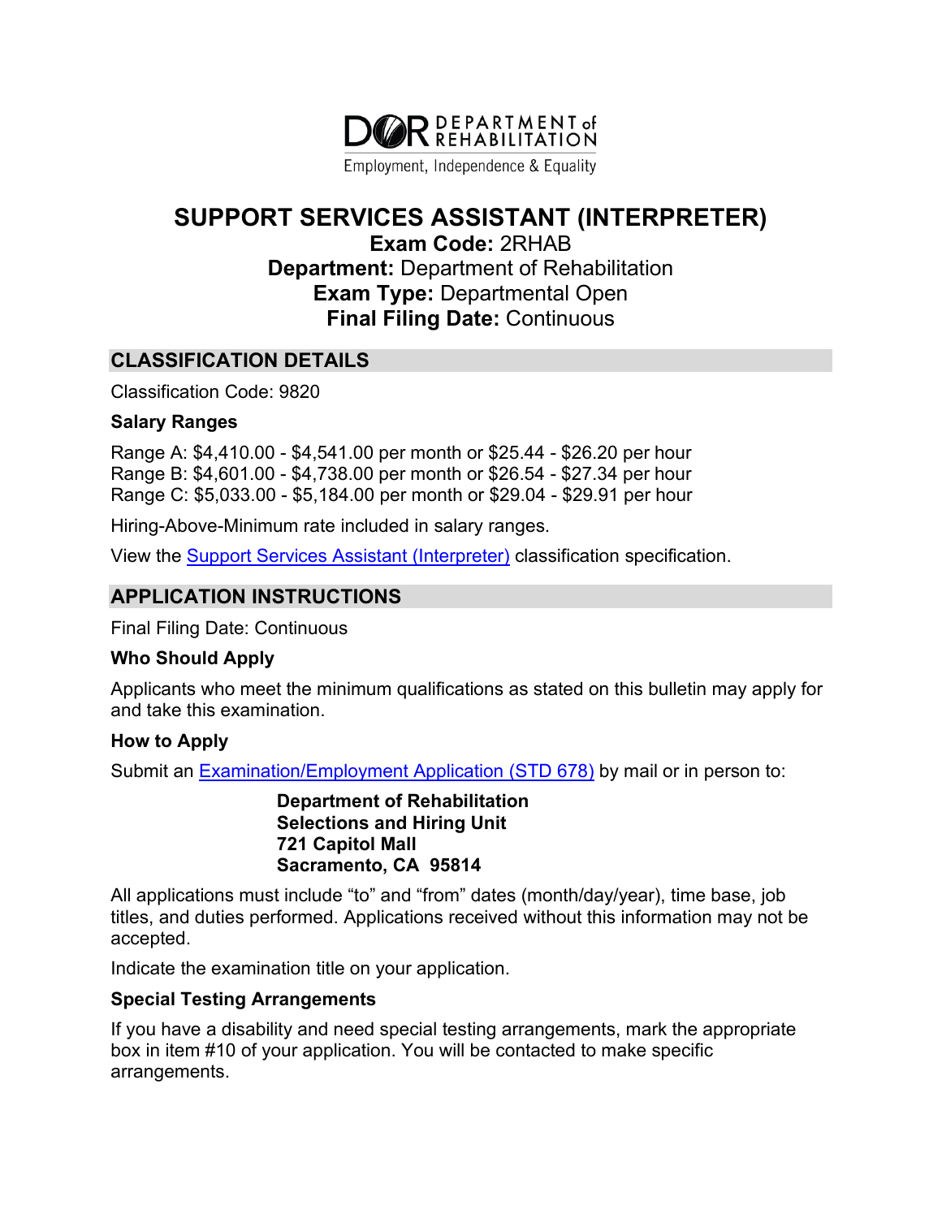DEPARTMENT of REHABILITATION

Employment, Independence & Equality

# SUPPORT SERVICES ASSISTANT (INTERPRETER)

**Exam Code:** 2RHAB
**Department:** Department of Rehabilitation
**Exam Type:** Departmental Open
**Final Filing Date:** Continuous

## CLASSIFICATION DETAILS

Classification Code: 9820

### Salary Ranges

Range A: $4,410.00 - $4,541.00 per month or $25.44 - $26.20 per hour
Range B: $4,601.00 - $4,738.00 per month or $26.54 - $27.34 per hour
Range C: $5,033.00 - $5,184.00 per month or $29.04 - $29.91 per hour

Hiring-Above-Minimum rate included in salary ranges.

View the Support Services Assistant (Interpreter) classification specification.

## APPLICATION INSTRUCTIONS

Final Filing Date: Continuous

### Who Should Apply

Applicants who meet the minimum qualifications as stated on this bulletin may apply for and take this examination.

### How to Apply

Submit an Examination/Employment Application (STD 678) by mail or in person to:

**Department of Rehabilitation**
**Selections and Hiring Unit**
**721 Capitol Mall**
**Sacramento, CA 95814**

All applications must include "to" and "from" dates (month/day/year), time base, job titles, and duties performed. Applications received without this information may not be accepted.

Indicate the examination title on your application.

### Special Testing Arrangements

If you have a disability and need special testing arrangements, mark the appropriate box in item #10 of your application. You will be contacted to make specific arrangements.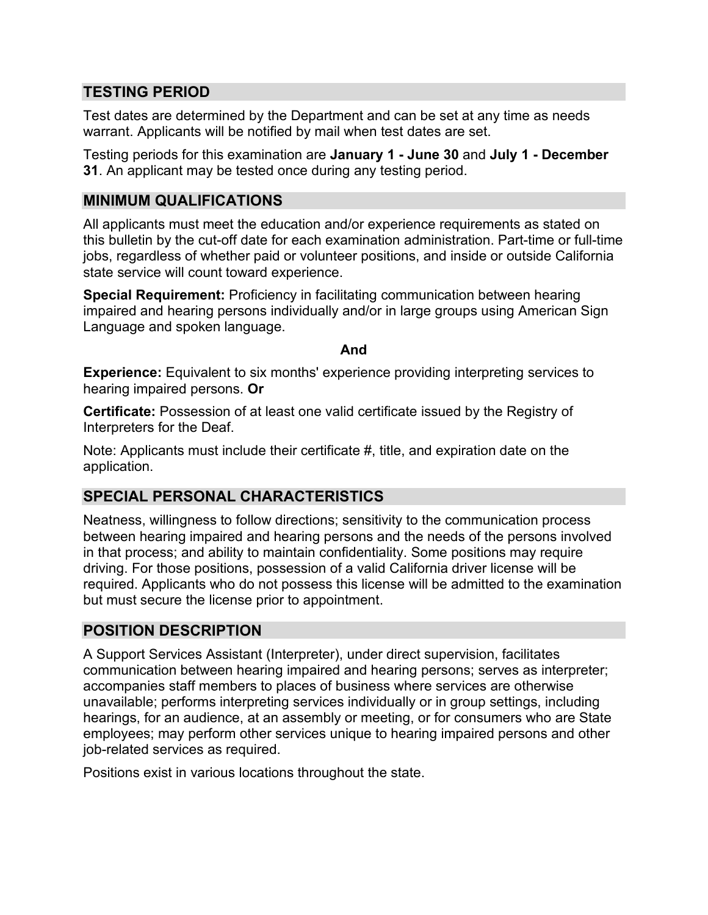## TESTING PERIOD

Test dates are determined by the Department and can be set at any time as needs warrant. Applicants will be notified by mail when test dates are set.

Testing periods for this examination are **January 1 - June 30** and **July 1 - December 31**. An applicant may be tested once during any testing period.

## MINIMUM QUALIFICATIONS

All applicants must meet the education and/or experience requirements as stated on this bulletin by the cut-off date for each examination administration. Part-time or full-time jobs, regardless of whether paid or volunteer positions, and inside or outside California state service will count toward experience.

**Special Requirement:** Proficiency in facilitating communication between hearing impaired and hearing persons individually and/or in large groups using American Sign Language and spoken language.

**And**

**Experience:** Equivalent to six months' experience providing interpreting services to hearing impaired persons. **Or**

**Certificate:** Possession of at least one valid certificate issued by the Registry of Interpreters for the Deaf.

Note: Applicants must include their certificate #, title, and expiration date on the application.

## SPECIAL PERSONAL CHARACTERISTICS

Neatness, willingness to follow directions; sensitivity to the communication process between hearing impaired and hearing persons and the needs of the persons involved in that process; and ability to maintain confidentiality. Some positions may require driving. For those positions, possession of a valid California driver license will be required. Applicants who do not possess this license will be admitted to the examination but must secure the license prior to appointment.

## POSITION DESCRIPTION

A Support Services Assistant (Interpreter), under direct supervision, facilitates communication between hearing impaired and hearing persons; serves as interpreter; accompanies staff members to places of business where services are otherwise unavailable; performs interpreting services individually or in group settings, including hearings, for an audience, at an assembly or meeting, or for consumers who are State employees; may perform other services unique to hearing impaired persons and other job-related services as required.

Positions exist in various locations throughout the state.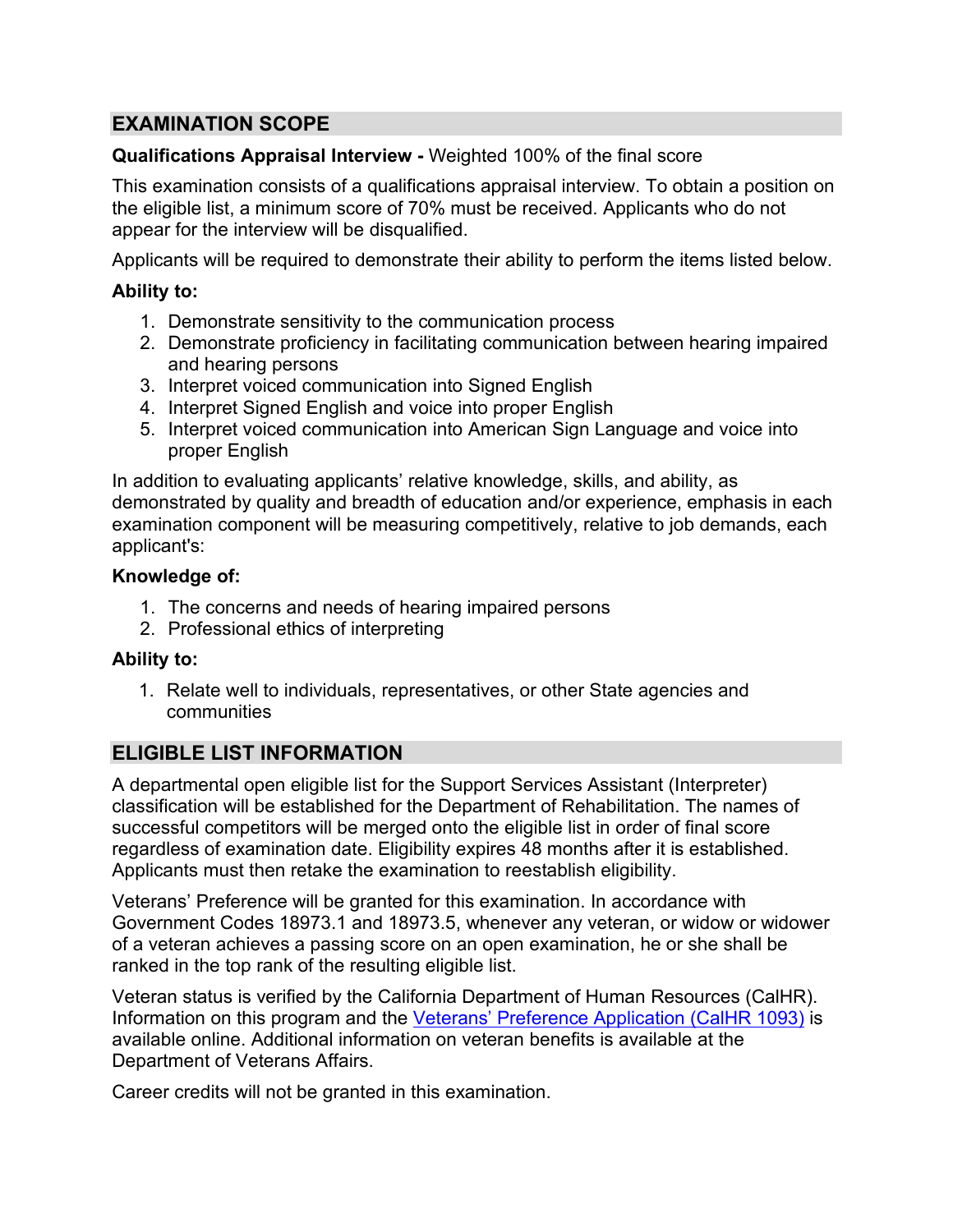## EXAMINATION SCOPE

**Qualifications Appraisal Interview -** Weighted 100% of the final score

This examination consists of a qualifications appraisal interview. To obtain a position on the eligible list, a minimum score of 70% must be received. Applicants who do not appear for the interview will be disqualified.

Applicants will be required to demonstrate their ability to perform the items listed below.

**Ability to:**

1. Demonstrate sensitivity to the communication process
2. Demonstrate proficiency in facilitating communication between hearing impaired and hearing persons
3. Interpret voiced communication into Signed English
4. Interpret Signed English and voice into proper English
5. Interpret voiced communication into American Sign Language and voice into proper English

In addition to evaluating applicants' relative knowledge, skills, and ability, as demonstrated by quality and breadth of education and/or experience, emphasis in each examination component will be measuring competitively, relative to job demands, each applicant's:

**Knowledge of:**

1. The concerns and needs of hearing impaired persons
2. Professional ethics of interpreting

**Ability to:**

1. Relate well to individuals, representatives, or other State agencies and communities

## ELIGIBLE LIST INFORMATION

A departmental open eligible list for the Support Services Assistant (Interpreter) classification will be established for the Department of Rehabilitation. The names of successful competitors will be merged onto the eligible list in order of final score regardless of examination date. Eligibility expires 48 months after it is established. Applicants must then retake the examination to reestablish eligibility.

Veterans' Preference will be granted for this examination. In accordance with Government Codes 18973.1 and 18973.5, whenever any veteran, or widow or widower of a veteran achieves a passing score on an open examination, he or she shall be ranked in the top rank of the resulting eligible list.

Veteran status is verified by the California Department of Human Resources (CalHR). Information on this program and the Veterans' Preference Application (CalHR 1093) is available online. Additional information on veteran benefits is available at the Department of Veterans Affairs.

Career credits will not be granted in this examination.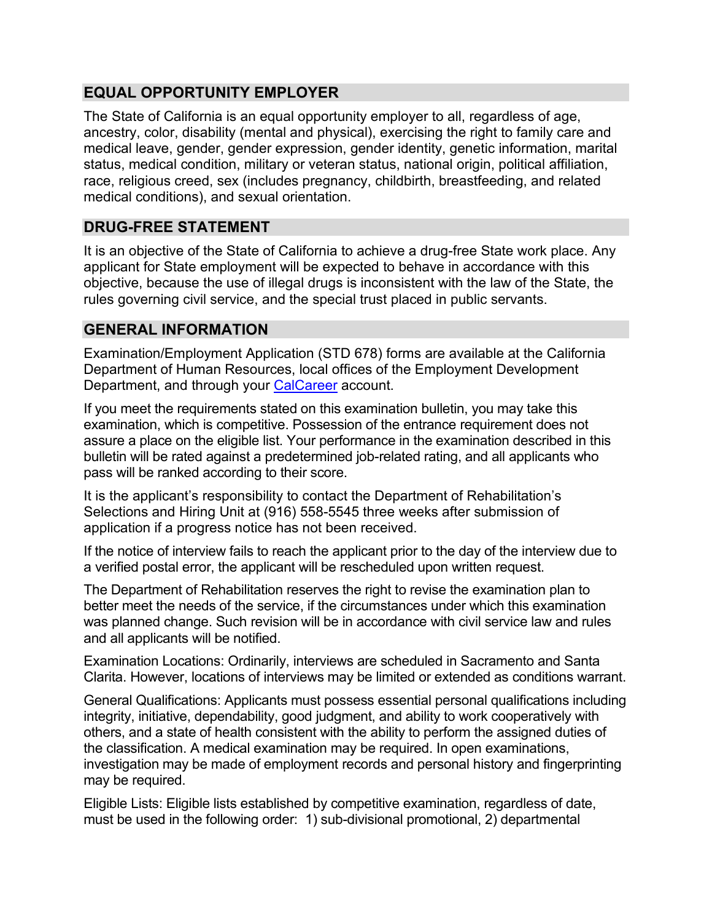## EQUAL OPPORTUNITY EMPLOYER

The State of California is an equal opportunity employer to all, regardless of age, ancestry, color, disability (mental and physical), exercising the right to family care and medical leave, gender, gender expression, gender identity, genetic information, marital status, medical condition, military or veteran status, national origin, political affiliation, race, religious creed, sex (includes pregnancy, childbirth, breastfeeding, and related medical conditions), and sexual orientation.

## DRUG-FREE STATEMENT

It is an objective of the State of California to achieve a drug-free State work place. Any applicant for State employment will be expected to behave in accordance with this objective, because the use of illegal drugs is inconsistent with the law of the State, the rules governing civil service, and the special trust placed in public servants.

## GENERAL INFORMATION

Examination/Employment Application (STD 678) forms are available at the California Department of Human Resources, local offices of the Employment Development Department, and through your [CalCareer](CalCareer) account.

If you meet the requirements stated on this examination bulletin, you may take this examination, which is competitive. Possession of the entrance requirement does not assure a place on the eligible list. Your performance in the examination described in this bulletin will be rated against a predetermined job-related rating, and all applicants who pass will be ranked according to their score.

It is the applicant's responsibility to contact the Department of Rehabilitation's Selections and Hiring Unit at (916) 558-5545 three weeks after submission of application if a progress notice has not been received.

If the notice of interview fails to reach the applicant prior to the day of the interview due to a verified postal error, the applicant will be rescheduled upon written request.

The Department of Rehabilitation reserves the right to revise the examination plan to better meet the needs of the service, if the circumstances under which this examination was planned change. Such revision will be in accordance with civil service law and rules and all applicants will be notified.

Examination Locations: Ordinarily, interviews are scheduled in Sacramento and Santa Clarita. However, locations of interviews may be limited or extended as conditions warrant.

General Qualifications: Applicants must possess essential personal qualifications including integrity, initiative, dependability, good judgment, and ability to work cooperatively with others, and a state of health consistent with the ability to perform the assigned duties of the classification. A medical examination may be required. In open examinations, investigation may be made of employment records and personal history and fingerprinting may be required.

Eligible Lists: Eligible lists established by competitive examination, regardless of date, must be used in the following order: 1) sub-divisional promotional, 2) departmental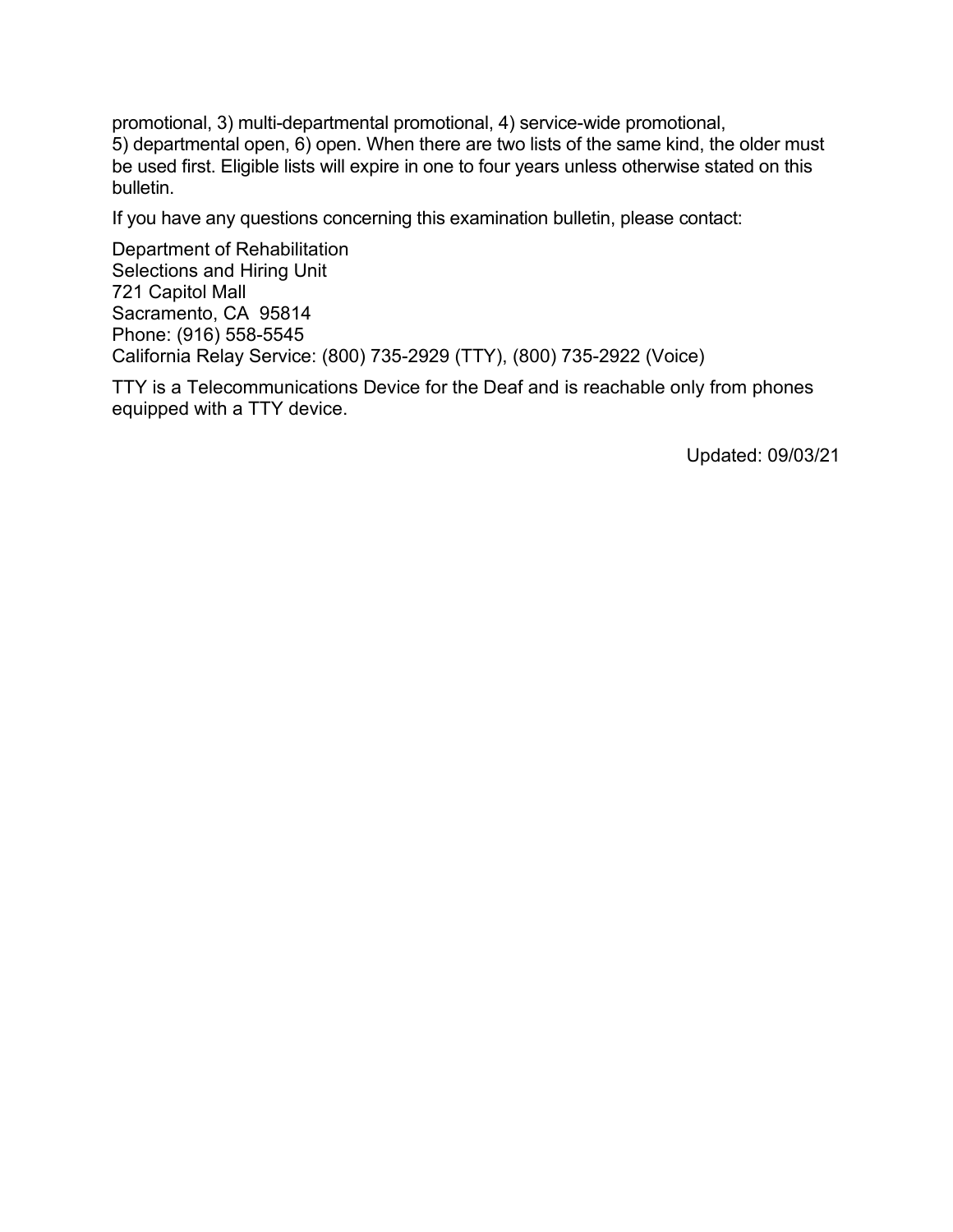promotional, 3) multi-departmental promotional, 4) service-wide promotional, 5) departmental open, 6) open. When there are two lists of the same kind, the older must be used first. Eligible lists will expire in one to four years unless otherwise stated on this bulletin.

If you have any questions concerning this examination bulletin, please contact:

Department of Rehabilitation
Selections and Hiring Unit
721 Capitol Mall
Sacramento, CA 95814
Phone: (916) 558-5545
California Relay Service: (800) 735-2929 (TTY), (800) 735-2922 (Voice)

TTY is a Telecommunications Device for the Deaf and is reachable only from phones equipped with a TTY device.

Updated: 09/03/21